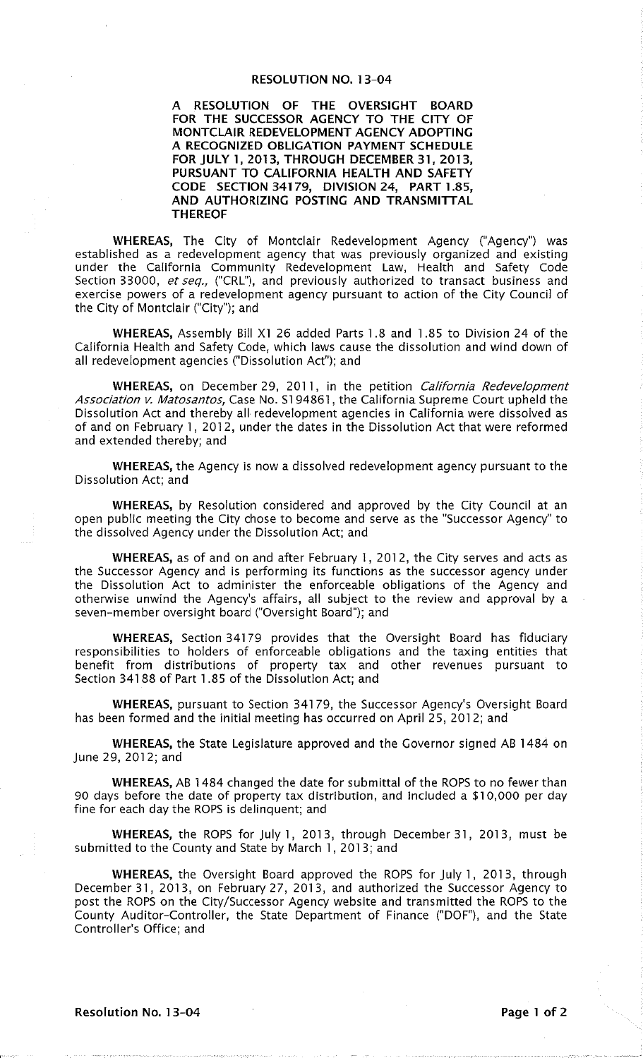# RESOLUTION NO. 13-04

**A RESOLUTION OF THE OVERSIGHT BOARD FOR THE SUCCESSOR AGENCY TO THE CITY OF MONTCLAIR REDEVELOPMENT AGENCY ADOPTING A RECOGNIZED OBLIGATION PAYMENT SCHEDULE FOR JULY 1, 2013, THROUGH DECEMBER 31, 2013, PURSUANT TO CALIFORNIA HEALTH AND SAFETY CODE SECTION 34179, DIVISION 24, PART 1.85, AND AUTHORIZING POSTING AND TRANSMITTAL THEREOF**

**WHEREAS,** The City of Montclair Redevelopment Agency ("Agency") was established as a redevelopment agency that was previously organized and existing under the California Community Redevelopment Law, Health and Safety Code Section 33000, *et seq.,* ("CRL"), and previously authorized to transact business and exercise powers of a redevelopment agency pursuant to action of the City Council of the City of Montclair ("City"); and

**WHEREAS,** Assembly Bill X1 26 added Parts 1.8 and 1.85 to Division 24 of the California Health and Safety Code, which laws cause the dissolution and wind down of all redevelopment agencies ("Dissolution Act"); and

**WHEREAS,** on December 29, 2011, in the petition *California Redevelopment Association v. Matosantos,* Case No. S194861, the California Supreme Court upheld the Dissolution Act and thereby all redevelopment agencies in California were dissolved as of and on February 1, 2012, under the dates in the Dissolution Act that were reformed and extended thereby; and

**WHEREAS,** the Agency is now a dissolved redevelopment agency pursuant to the Dissolution Act; and

**WHEREAS,** by Resolution considered and approved by the City Council at an open public meeting the City chose to become and serve as the "Successor Agency" to the dissolved Agency under the Dissolution Act; and

**WHEREAS,** as of and on and after February 1, 2012, the City serves and acts as the Successor Agency and is performing its functions as the successor agency under the Dissolution Act to administer the enforceable obligations of the Agency and otherwise unwind the Agency's affairs, all subject to the review and approval by a seven-member oversight board ("Oversight Board"); and

**WHEREAS,** Section 34179 provides that the Oversight Board has fiduciary responsibilities to holders of enforceable obligations and the taxing entities that benefit from distributions of property tax and other revenues pursuant to Section 34188 of Part 1.85 of the Dissolution Act; and

**WHEREAS,** pursuant to Section 34179, the Successor Agency's Oversight Board has been formed and the initial meeting has occurred on April 25, 2012; and

**WHEREAS,** the State Legislature approved and the Governor signed AB 1484 on June 29, 2012; and

**WHEREAS,** AB 1484 changed the date for submittal of the ROPS to no fewer than 90 days before the date of property tax distribution, and included a $10,000 per day fine for each day the ROPS is delinquent; and

**WHEREAS,** the ROPS for July 1, 2013, through December 31, 2013, must be submitted to the County and State by March 1, 2013; and

**WHEREAS,** the Oversight Board approved the ROPS for July 1, 2013, through December 31, 2013, on February 27, 2013, and authorized the Successor Agency to post the ROPS on the City/Successor Agency website and transmitted the ROPS to the County Auditor-Controller, the State Department of Finance ("DOF"), and the State Controller's Office; and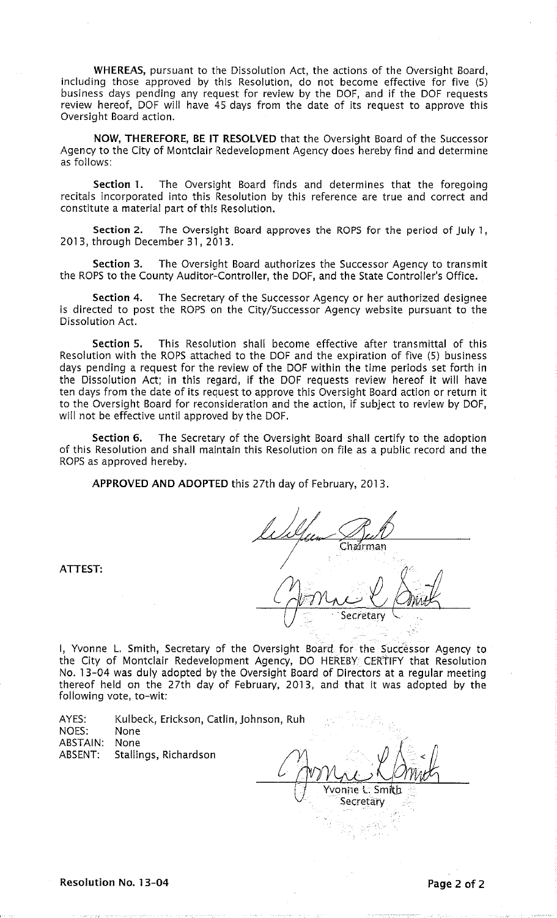**WHEREAS,** pursuant to the Dissolution Act, the actions of the Oversight Board, including those approved by this Resolution, do not become effective for five (5) business days pending any request for review by the DOF, and if the DOF requests review hereof, DOF will have 45 days from the date of its request to approve this Oversight Board action.

**NOW, THEREFORE, BE IT RESOLVED** that the Oversight Board of the Successor Agency to the City of Montclair Redevelopment Agency does hereby find and determine as follows:

**Section 1.** The Oversight Board finds and determines that the foregoing recitals incorporated into this Resolution by this reference are true and correct and constitute a material part of this Resolution.

**Section 2.** The Oversight Board approves the ROPS for the period of July 1, 2013, through December 31, 2013.

**Section 3.** The Oversight Board authorizes the Successor Agency to transmit the ROPS to the County Auditor-Controller, the DOF, and the State Controller's Office.

**Section 4.** The Secretary of the Successor Agency or her authorized designee is directed to post the ROPS on the City/Successor Agency website pursuant to the Dissolution Act.

**Section 5.** This Resolution shall become effective after transmittal of this Resolution with the ROPS attached to the DOF and the expiration of five (5) business days pending a request for the review of the DOF within the time periods set forth in the Dissolution Act; in this regard, if the DOF requests review hereof it will have ten days from the date of its request to approve this Oversight Board action or return it to the Oversight Board for reconsideration and the action, if subject to review by DOF, will not be effective until approved by the DOF.

**Section 6.** The Secretary of the Oversight Board shall certify to the adoption of this Resolution and shall maintain this Resolution on file as a public record and the ROPS as approved hereby.

**APPROVED AND ADOPTED** this 27th day of February, 2013.

Chairman

**ATTEST:**

Secretary

I, Yvonne L. Smith, Secretary of the Oversight Board for the Successor Agency to the City of Montclair Redevelopment Agency, DO HEREBY CERTIFY that Resolution No. 13-04 was duly adopted by the Oversight Board of Directors at a regular meeting thereof held on the 27th day of February, 2013, and that it was adopted by the following vote, to-wit:

AYES: Kulbeck, Erickson, Catlin, Johnson, Ruh
NOES: None
ABSTAIN: None
ABSENT: Stallings, Richardson

Yvonne L. Smith
Secretary

**Resolution No. 13-04**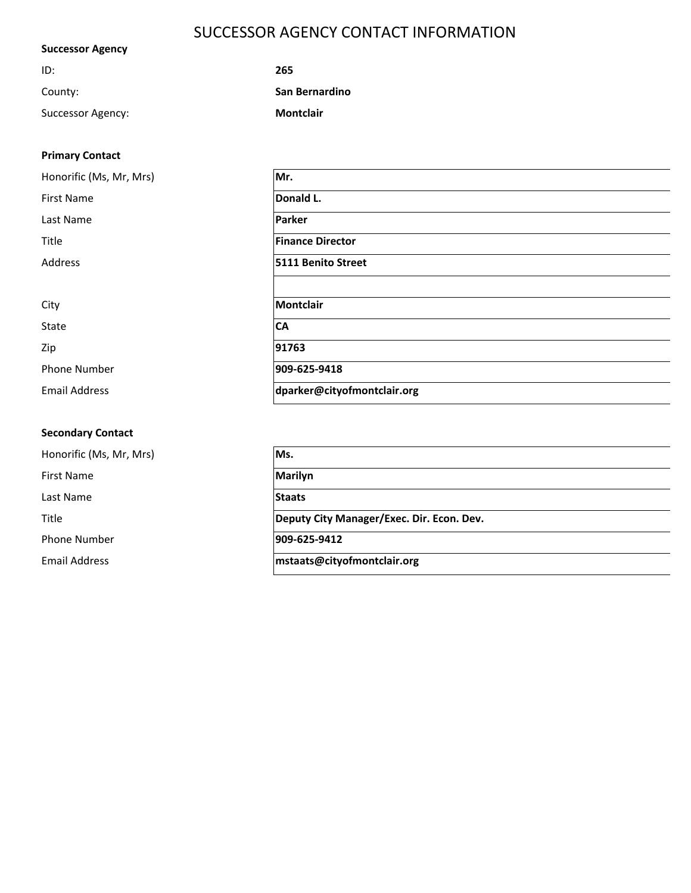# SUCCESSOR AGENCY CONTACT INFORMATION

**Successor Agency**

| | |
|---|---|
| ID: | **265** |
| County: | **San Bernardino** |
| Successor Agency: | **Montclair** |

**Primary Contact**

| | |
|---|---|
| Honorific (Ms, Mr, Mrs) | **Mr.** |
| First Name | **Donald L.** |
| Last Name | **Parker** |
| Title | **Finance Director** |
| Address | **5111 Benito Street** |
| | |
| City | **Montclair** |
| State | **CA** |
| Zip | **91763** |
| Phone Number | **909-625-9418** |
| Email Address | **dparker@cityofmontclair.org** |

**Secondary Contact**

| | |
|---|---|
| Honorific (Ms, Mr, Mrs) | **Ms.** |
| First Name | **Marilyn** |
| Last Name | **Staats** |
| Title | **Deputy City Manager/Exec. Dir. Econ. Dev.** |
| Phone Number | **909-625-9412** |
| Email Address | **mstaats@cityofmontclair.org** |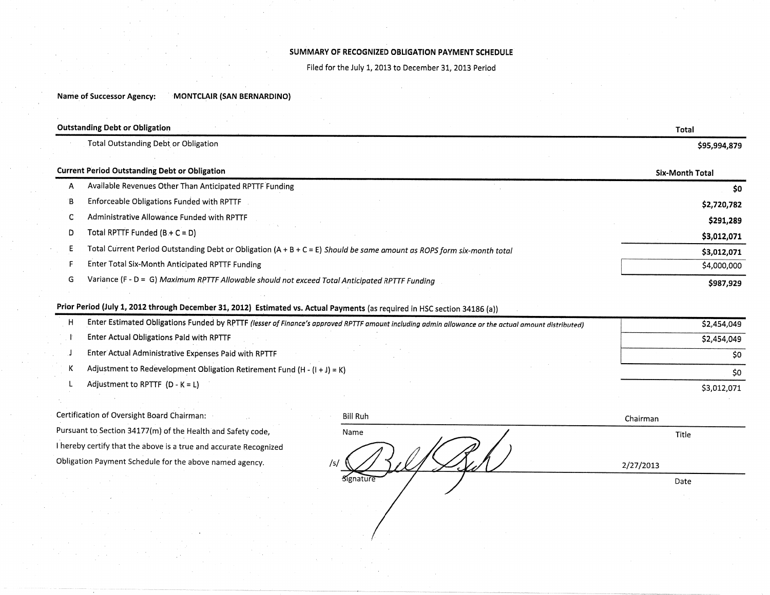# SUMMARY OF RECOGNIZED OBLIGATION PAYMENT SCHEDULE

Filed for the July 1, 2013 to December 31, 2013 Period

**Name of Successor Agency:** MONTCLAIR (SAN BERNARDINO)

| | **Outstanding Debt or Obligation** | **Total** |
|---|---|---|
| | Total Outstanding Debt or Obligation | **$95,994,879** |

| | **Current Period Outstanding Debt or Obligation** | **Six-Month Total** |
|---|---|---|
| A | Available Revenues Other Than Anticipated RPTTF Funding | **$0** |
| B | Enforceable Obligations Funded with RPTTF | **$2,720,782** |
| C | Administrative Allowance Funded with RPTTF | **$291,289** |
| D | Total RPTTF Funded (B + C = D) | **$3,012,071** |
| E | Total Current Period Outstanding Debt or Obligation (A + B + C = E) *Should be same amount as ROPS form six-month total* | **$3,012,071** |
| F | Enter Total Six-Month Anticipated RPTTF Funding | $4,000,000 |
| G | Variance (F - D = G) *Maximum RPTTF Allowable should not exceed Total Anticipated RPTTF Funding* | **$987,929** |

| | **Prior Period (July 1, 2012 through December 31, 2012) Estimated vs. Actual Payments** (as required in HSC section 34186 (a)) | |
|---|---|---|
| H | Enter Estimated Obligations Funded by RPTTF *(lesser of Finance's approved RPTTF amount including admin allowance or the actual amount distributed)* | $2,454,049 |
| I | Enter Actual Obligations Paid with RPTTF | $2,454,049 |
| J | Enter Actual Administrative Expenses Paid with RPTTF | $0 |
| K | Adjustment to Redevelopment Obligation Retirement Fund (H - (I + J) = K) | $0 |
| L | Adjustment to RPTTF (D - K = L) | $3,012,071 |

Certification of Oversight Board Chairman:
Pursuant to Section 34177(m) of the Health and Safety code,
I hereby certify that the above is a true and accurate Recognized
Obligation Payment Schedule for the above named agency.

| Bill Ruh | Chairman |
|---|---|
| Name | Title |
| /s/ [Signature] | 2/27/2013 |
| Signature | Date |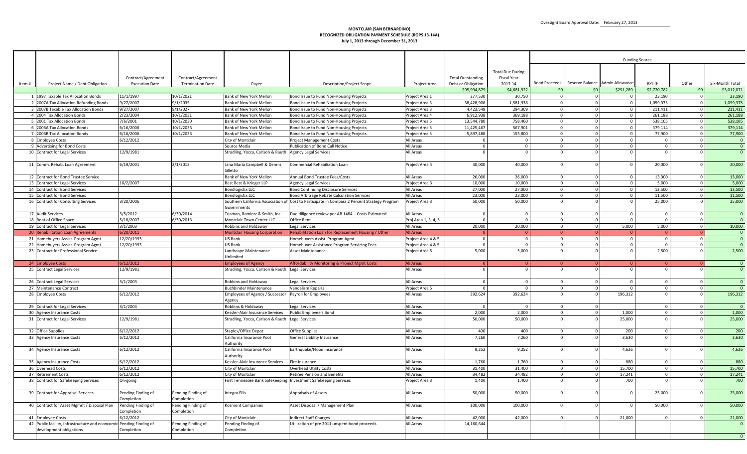Oversight Board Approval Date: February 27, 2013

**MONTCLAIR (SAN BERNARDINO)**
**RECOGNIZED OBLIGATION PAYMENT SCHEDULE (ROPS 13-14A)**
**July 1, 2013 through December 31, 2013**

| | | | | | | | | | Funding Source | | | | | | |
|---|---|---|---|---|---|---|---|---|---|---|---|---|---|---|---|
| Item # | Project Name / Debt Obligation | Contract/Agreement Execution Date | Contract/Agreement Termination Date | Payee | Description/Project Scope | Project Area | Total Outstanding Debt or Obligation | Total Due During Fiscal Year 2013-14 | Bond Proceeds | Reserve Balance | Admin Allowance | RPTTF | Other | Six-Month Total |
| | | | | | | | $95,994,879 | $4,681,922 | $0 | $0 | $291,289 | $2,720,782 | $0 | $3,012,071 |
| 1 | 1997 Taxable Tax Allocation Bonds | 11/1/1997 | 10/1/2021 | Bank of New York Mellon | Bond Issue to Fund Non-Housing Projects | Project Area 1 | 277,530 | 30,750 | 0 | 0 | 0 | 23,190 | 0 | 23,190 |
| 2 | 2007A Tax Allocation Refunding Bonds | 9/27/2007 | 9/1/2035 | Bank of New York Mellon | Bond Issue to Fund Non-Housing Projects | Project Area 3 | 38,428,906 | 1,581,938 | 0 | 0 | 0 | 1,059,375 | 0 | 1,059,375 |
| 3 | 2007B Taxable Tax Allocation Bonds | 9/27/2007 | 9/1/2027 | Bank of New York Mellon | Bond Issue to Fund Non-Housing Projects | Project Area 3 | 4,423,549 | 294,309 | 0 | 0 | 0 | 211,411 | 0 | 211,411 |
| 4 | 2004 Tax Allocation Bonds | 2/23/2004 | 10/1/2031 | Bank of New York Mellon | Bond Issue to Fund Non-Housing Projects | Project Area 4 | 6,912,938 | 369,188 | 0 | 0 | 0 | 261,188 | 0 | 261,188 |
| 5 | 2001 Tax Allocation Bonds | 7/6/2001 | 10/1/2030 | Bank of New York Mellon | Bond Issue to Fund Non-Housing Projects | Project Area 5 | 13,544,780 | 758,460 | 0 | 0 | 0 | 538,105 | 0 | 538,105 |
| 6 | 2006A Tax Allocation Bonds | 6/16/2006 | 10/1/2033 | Bank of New York Mellon | Bond Issue to Fund Non-Housing Projects | Project Area 5 | 11,425,467 | 567,901 | 0 | 0 | 0 | 379,114 | 0 | 379,114 |
| 7 | 2006B Tax Allocation Bonds | 6/16/2006 | 10/1/2033 | Bank of New York Mellon | Bond Issue to Fund Non-Housing Projects | Project Area 5 | 5,897,488 | 155,800 | 0 | 0 | 0 | 77,900 | 0 | 77,900 |
| 8 | Employee Costs | 6/12/2012 | | City of Montclair | Project Management Costs | All Areas | 0 | 0 | 0 | 0 | 0 | 0 | 0 | 0 |
| 9 | Advertising for Bond Costs | | | Source Media | Publication of Bond Call Notice | All Areas | 0 | 0 | 0 | 0 | 0 | 0 | 0 | 0 |
| 10 | Contract for Legal Services | 12/9/1981 | | Stradling, Yocca, Carlson & Rauth | Agency Legal Services | All Areas | 0 | 0 | 0 | 0 | 0 | 0 | 0 | 0 |
| 11 | Comm. Rehab. Loan Agreement | 6/19/2001 | 2/1/2013 | Jana Maria Campbell & Dennis Silletto | Commercial Rehabiliation Loan | Project Area 4 | 40,000 | 40,000 | 0 | 0 | 0 | 20,000 | 0 | 20,000 |
| 12 | Contract for Bond Trustee Service | | | Bank of New York Mellon | Annual Bond Trustee Fees/Costs | All Areas | 26,000 | 26,000 | 0 | 0 | 0 | 13,000 | 0 | 13,000 |
| 13 | Contract for Legal Services | 10/2/2007 | | Best Best & Krieger LLP | Agency Legal Services | Project Area 3 | 10,000 | 10,000 | 0 | 0 | 0 | 5,000 | 0 | 5,000 |
| 14 | Contract for Bond Services | | | Bondlogistix LLC | Bond Continuing Disclosure Services | All Areas | 27,000 | 27,000 | 0 | 0 | 0 | 13,500 | 0 | 13,500 |
| 15 | Contract for Bond Services | | | Bondlogistix LLC | Bond Arbitrage Rebate Calculation Services | All Areas | 23,000 | 23,000 | 0 | 0 | 0 | 11,500 | 0 | 11,500 |
| 16 | Contract for Consulting Services | 3/20/2006 | | Southern California Association of Governments | Cost to Participate in Compass 2 Percent Strategy Program | Project Area 3 | 50,000 | 50,000 | 0 | 0 | 0 | 25,000 | 0 | 25,000 |
| 17 | Audit Services | 3/5/2012 | 6/30/2014 | Teaman, Ramierz & Smith, Inc. | Due diligence review per AB 1484 - Costs Estimated | All Areas | 0 | 0 | 0 | 0 | 0 | 0 | 0 | 0 |
| 18 | Rent of Office Space | 5/18/2007 | 6/30/2013 | Montclair Town Center LLC | Office Rent | Proj Area 1, 3, 4, 5 | 0 | 0 | 0 | 0 | 0 | 0 | 0 | 0 |
| 19 | Contract for Legal Services | 3/1/2003 | | Robbins and Holdaway | Legal Services | All Areas | 20,000 | 20,000 | 0 | 0 | 5,000 | 5,000 | 0 | 10,000 |
| 20 | Rehabilitation Loan Agreements | 6/20/2011 | | Montclair Housing Corporation | Rehabilitation Loan for Replacement Housing / Other | All Areas | 0 | 0 | 0 | 0 | 0 | 0 | 0 | 0 |
| 21 | Homebuyers Assist. Program Agmt. | 12/20/1993 | | US Bank | Homebuyers Assist. Program Agmt. | Project Area 4 & 5 | 0 | 0 | 0 | 0 | 0 | 0 | 0 | 0 |
| 22 | Homebuyers Assist. Program Agmt. | 12/20/1993 | | US Bank | Homebuyer Assistance Program Servicing Fees | Project Area 4 & 5 | 0 | 0 | 0 | 0 | 0 | 0 | 0 | 0 |
| 23 | Contract for Professional Service | | | Landscape Maintenance Unlimited | Asset Maintenance | Project Area 5 | 5,000 | 5,000 | 0 | 0 | 0 | 2,500 | 0 | 2,500 |
| 24 | Employee Costs | 6/12/2012 | | Employees of Agency | Affordability Monitoring & Project Mgmt Costs | All Areas | 0 | 0 | 0 | 0 | 0 | 0 | 0 | 0 |
| 25 | Contract Legal Services | 12/9/1981 | | Stradling, Yocca, Carlson & Rauth | Legal Services | All Areas | 0 | 0 | 0 | 0 | 0 | 0 | 0 | 0 |
| 26 | Contract Legal Services | 3/1/2003 | | Robbins and Holdaway | Legal Services | All Areas | 0 | 0 | 0 | 0 | 0 | 0 | 0 | 0 |
| 27 | Maintenance Contract | | | Buchbinder Maintenance | Vandalism Repairs | Project Area 5 | 0 | 0 | 0 | 0 | 0 | 0 | 0 | 0 |
| 28 | Employee Costs | 6/12/2012 | | Employees of Agency / Successor Agency | Payroll for Employees | All Areas | 392,624 | 392,624 | 0 | 0 | 196,312 | 0 | 0 | 196,312 |
| 29 | Contract for Legal Services | 3/1/2003 | | Robbins & Holdaway | Legal Services | All Areas | 0 | 0 | 0 | 0 | | 0 | 0 | 0 |
| 30 | Agency Insurance Costs | | | Kessler-Alair Insurance Services | Public Employee's Bond | All Areas | 2,000 | 2,000 | 0 | 0 | 1,000 | 0 | 0 | 1,000 |
| 31 | Contract for Legal Services | 12/9/1981 | | Stradling, Yocca, Carlson & Rauth | Legal Services | All Areas | 50,000 | 50,000 | 0 | 0 | 25,000 | 0 | 0 | 25,000 |
| 32 | Office Supplies | 6/12/2012 | | Staples/Office Depot | Office Supplies | All Areas | 400 | 400 | 0 | 0 | 200 | 0 | 0 | 200 |
| 33 | Agency Insurance Costs | 6/12/2012 | | California Insurance Pool Authority | General Liablity Insurance | All Areas | 7,260 | 7,260 | 0 | 0 | 3,630 | 0 | 0 | 3,630 |
| 34 | Agency Insurance Costs | 6/12/2012 | | California Insurance Pool Authority | Earthquake/Flood Insurance | All Areas | 9,252 | 9,252 | 0 | 0 | 4,626 | 0 | 0 | 4,626 |
| 35 | Agency Insurance Costs | 6/12/2012 | | Kessler-Alair Insurance Services | Fire Insurance | All Areas | 1,760 | 1,760 | 0 | 0 | 880 | 0 | 0 | 880 |
| 36 | Overhead Costs | 6/12/2012 | | City of Montclair | Overhead Utility Costs | All Areas | 31,400 | 31,400 | 0 | 0 | 15,700 | 0 | 0 | 15,700 |
| 37 | Retirement Costs | 6/12/2012 | | City of Montclair | Retiree Pension and Benefits | All Areas | 34,482 | 34,482 | 0 | 0 | 17,241 | 0 | 0 | 17,241 |
| 38 | Contract for Safekeeping Services | On-going | | First Tennessee Bank Safekeeping | Investment Safekeeping Services | Project Area 3 | 1,400 | 1,400 | 0 | 0 | 700 | 0 | 0 | 700 |
| 39 | Contract for Appraisal Services | Pending Finding of Completion | Pending Finding of Completion | Integra Ellis | Appraisals of Assets | All Areas | 50,000 | 50,000 | 0 | 0 | 0 | 25,000 | 0 | 25,000 |
| 40 | Contract for Asset Mgmnt / Disposal Plan | Pending Finding of Completion | Pending Finding of Completion | Kosmont Companies | Asset Disposal / Management Plan | All Areas | 100,000 | 100,000 | 0 | 0 | 0 | 50,000 | 0 | 50,000 |
| 41 | Employee Costs | 6/12/2012 | | City of Montclair | Indirect Staff Charges | All Areas | 42,000 | 42,000 | 0 | 0 | 21,000 | 0 | 0 | 21,000 |
| 42 | Public facility, infrastructure and economic development obligations | Pending Finding of Completion | Pending Finding of Completion | Pending Finding of Completion | Utilization of pre 2011 unspent bond proceeds | All Areas | 14,160,644 | | | | | | | 0 |
| | | | | | | | | | | | | | | 0 |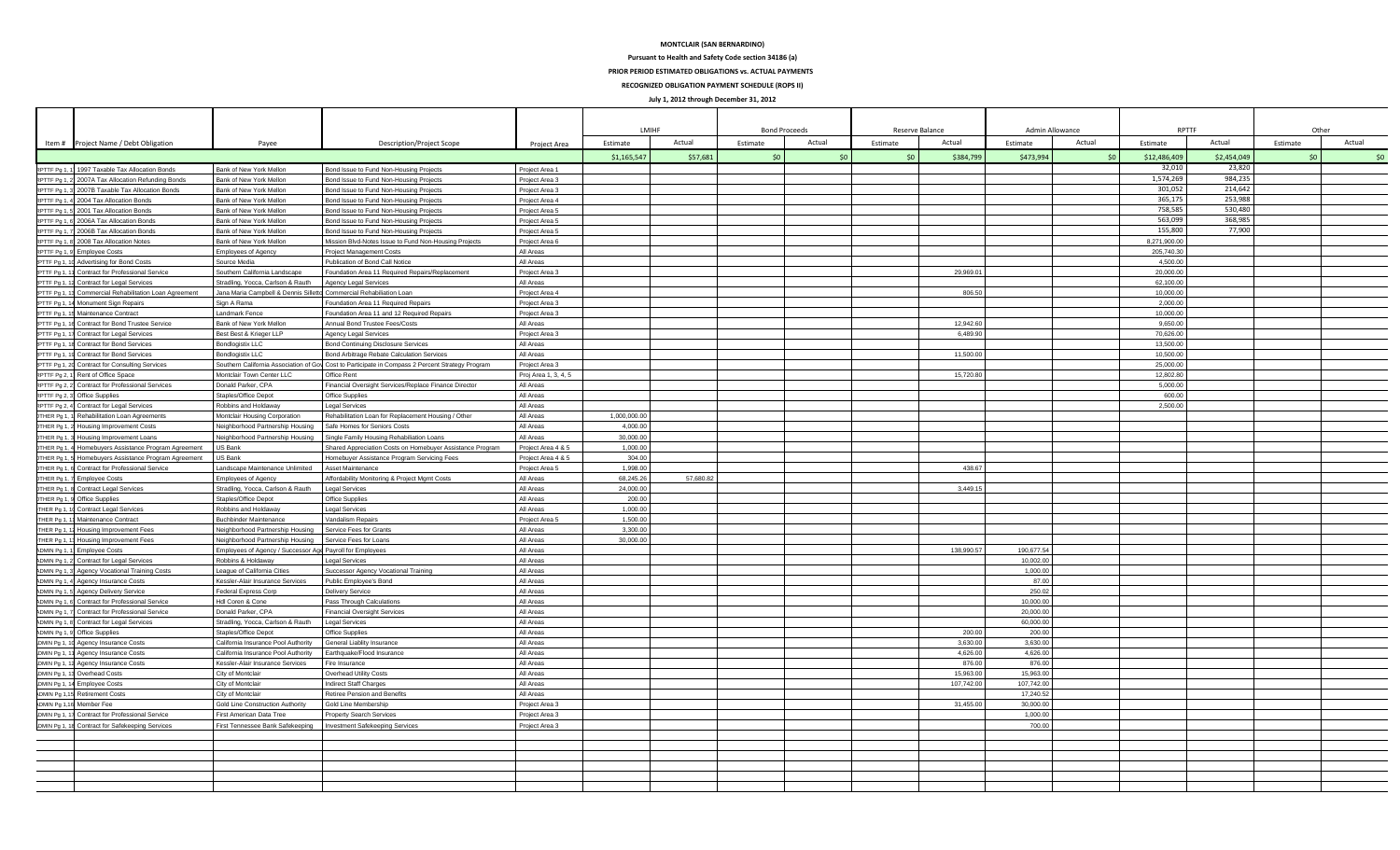**MONTCLAIR (SAN BERNARDINO)**

**Pursuant to Health and Safety Code section 34186 (a)**

**PRIOR PERIOD ESTIMATED OBLIGATIONS vs. ACTUAL PAYMENTS**

**RECOGNIZED OBLIGATION PAYMENT SCHEDULE (ROPS II)**

**July 1, 2012 through December 31, 2012**

| Item # | Project Name / Debt Obligation | Payee | Description/Project Scope | Project Area | LMIHF | | Bond Proceeds | | Reserve Balance | | Admin Allowance | | RPTTF | | Other | |
|---|---|---|---|---|---|---|---|---|---|---|---|---|---|---|---|---|
| | | | | | Estimate | Actual | Estimate | Actual | Estimate | Actual | Estimate | Actual | Estimate | Actual | Estimate | Actual |
| | | | | | $1,165,547 | $57,681 | $0 | $0 | $0 | $384,799 | $473,994 | $0 | $12,486,409 | $2,454,049 | $0 | $0 |
| RPTTF Pg 1, 1 | 1997 Taxable Tax Allocation Bonds | Bank of New York Mellon | Bond Issue to Fund Non-Housing Projects | Project Area 1 | | | | | | | | | 32,010 | 23,820 | | |
| RPTTF Pg 1, 2 | 2007A Tax Allocation Refunding Bonds | Bank of New York Mellon | Bond Issue to Fund Non-Housing Projects | Project Area 3 | | | | | | | | | 1,574,269 | 984,235 | | |
| RPTTF Pg 1, 3 | 2007B Taxable Tax Allocation Bonds | Bank of New York Mellon | Bond Issue to Fund Non-Housing Projects | Project Area 3 | | | | | | | | | 301,052 | 214,642 | | |
| RPTTF Pg 1, 4 | 2004 Tax Allocation Bonds | Bank of New York Mellon | Bond Issue to Fund Non-Housing Projects | Project Area 4 | | | | | | | | | 365,175 | 253,988 | | |
| RPTTF Pg 1, 5 | 2001 Tax Allocation Bonds | Bank of New York Mellon | Bond Issue to Fund Non-Housing Projects | Project Area 5 | | | | | | | | | 758,585 | 530,480 | | |
| RPTTF Pg 1, 6 | 2006A Tax Allocation Bonds | Bank of New York Mellon | Bond Issue to Fund Non-Housing Projects | Project Area 5 | | | | | | | | | 563,099 | 368,985 | | |
| RPTTF Pg 1, 7 | 2006B Tax Allocation Bonds | Bank of New York Mellon | Bond Issue to Fund Non-Housing Projects | Project Area 5 | | | | | | | | | 155,800 | 77,900 | | |
| RPTTF Pg 1, 8 | 2008 Tax Allocation Notes | Bank of New York Mellon | Mission Blvd-Notes Issue to Fund Non-Housing Projects | Project Area 6 | | | | | | | | | 8,271,900.00 | | | |
| RPTTF Pg 1, 9 | Employee Costs | Employees of Agency | Project Management Costs | All Areas | | | | | | | | | 205,740.30 | | | |
| RPTTF Pg 1, 10 | Advertising for Bond Costs | Source Media | Publication of Bond Call Notice | All Areas | | | | | | | | | 4,500.00 | | | |
| RPTTF Pg 1, 11 | Contract for Professional Service | Southern California Landscape | Foundation Area 11 Required Repairs/Replacement | Project Area 3 | | | | | | 29,969.01 | | | 20,000.00 | | | |
| RPTTF Pg 1, 12 | Contract for Legal Services | Stradling, Yocca, Carlson & Rauth | Agency Legal Services | All Areas | | | | | | | | | 62,100.00 | | | |
| RPTTF Pg 1, 13 | Commercial Rehabilitation Loan Agreement | Jana Maria Campbell & Dennis Silletto | Commercial Rehabiliation Loan | Project Area 4 | | | | | | 806.50 | | | 10,000.00 | | | |
| RPTTF Pg 1, 14 | Monument Sign Repairs | Sign A Rama | Foundation Area 11 Required Repairs | Project Area 3 | | | | | | | | | 2,000.00 | | | |
| RPTTF Pg 1, 15 | Maintenance Contract | Landmark Fence | Foundation Area 11 and 12 Required Repairs | Project Area 3 | | | | | | | | | 10,000.00 | | | |
| RPTTF Pg 1, 16 | Contract for Bond Trustee Service | Bank of New York Mellon | Annual Bond Trustee Fees/Costs | All Areas | | | | | | 12,942.60 | | | 9,650.00 | | | |
| RPTTF Pg 1, 17 | Contract for Legal Services | Best Best & Krieger LLP | Agency Legal Services | Project Area 3 | | | | | | 6,489.90 | | | 70,626.00 | | | |
| RPTTF Pg 1, 18 | Contract for Bond Services | Bondlogistix LLC | Bond Continuing Disclosure Services | All Areas | | | | | | | | | 13,500.00 | | | |
| RPTTF Pg 1, 19 | Contract for Bond Services | Bondlogistix LLC | Bond Arbitrage Rebate Calculation Services | All Areas | | | | | | 11,500.00 | | | 10,500.00 | | | |
| RPTTF Pg 1, 20 | Contract for Consulting Services | Southern California Association of Gov | Cost to Participate in Compass 2 Percent Strategy Program | Project Area 3 | | | | | | | | | 25,000.00 | | | |
| RPTTF Pg 2, 1 | Rent of Office Space | Montclair Town Center LLC | Office Rent | Proj Area 1, 3, 4, 5 | | | | | | 15,720.80 | | | 12,802.80 | | | |
| RPTTF Pg 2, 2 | Contract for Professional Services | Donald Parker, CPA | Financial Oversight Services/Replace Finance Director | All Areas | | | | | | | | | 5,000.00 | | | |
| RPTTF Pg 2, 3 | Office Supplies | Staples/Office Depot | Office Supplies | All Areas | | | | | | | | | 600.00 | | | |
| RPTTF Pg 2, 4 | Contract for Legal Services | Robbins and Holdaway | Legal Services | All Areas | | | | | | | | | 2,500.00 | | | |
| OTHER Pg 1, 1 | Rehabilitation Loan Agreements | Montclair Housing Corporation | Rehabilitation Loan for Replacement Housing / Other | All Areas | 1,000,000.00 | | | | | | | | | | | |
| OTHER Pg 1, 2 | Housing Improvement Costs | Neighborhood Partnership Housing | Safe Homes for Seniors Costs | All Areas | 4,000.00 | | | | | | | | | | | |
| OTHER Pg 1, 3 | Housing Improvement Loans | Neighborhood Partnership Housing | Single Family Housing Rehabiliation Loans | All Areas | 30,000.00 | | | | | | | | | | | |
| OTHER Pg 1, 4 | Homebuyers Assistance Program Agreement | US Bank | Shared Appreciation Costs on Homebuyer Assistance Program | Project Area 4 & 5 | 1,000.00 | | | | | | | | | | | |
| OTHER Pg 1, 5 | Homebuyers Assistance Program Agreement | US Bank | Homebuyer Assistance Program Servicing Fees | Project Area 4 & 5 | 304.00 | | | | | | | | | | | |
| OTHER Pg 1, 6 | Contract for Professional Service | Landscape Maintenance Unlimited | Asset Maintenance | Project Area 5 | 1,998.00 | | | | | 438.67 | | | | | | |
| OTHER Pg 1, 7 | Employee Costs | Employees of Agency | Affordability Monitoring & Project Mgmt Costs | All Areas | 68,245.26 | 57,680.82 | | | | | | | | | | |
| OTHER Pg 1, 8 | Contract Legal Services | Stradling, Yocca, Carlson & Rauth | Legal Services | All Areas | 24,000.00 | | | | | 3,449.15 | | | | | | |
| OTHER Pg 1, 9 | Office Supplies | Staples/Office Depot | Office Supplies | All Areas | 200.00 | | | | | | | | | | | |
| OTHER Pg 1, 10 | Contract Legal Services | Robbins and Holdaway | Legal Services | All Areas | 1,000.00 | | | | | | | | | | | |
| OTHER Pg 1, 11 | Maintenance Contract | Buchbinder Maintenance | Vandalism Repairs | Project Area 5 | 1,500.00 | | | | | | | | | | | |
| OTHER Pg 1, 12 | Housing Improvement Fees | Neighborhood Partnership Housing | Service Fees for Grants | All Areas | 3,300.00 | | | | | | | | | | | |
| OTHER Pg 1, 13 | Housing Improvement Fees | Neighborhood Partnership Housing | Service Fees for Loans | All Areas | 30,000.00 | | | | | | | | | | | |
| ADMIN Pg 1, 1 | Employee Costs | Employees of Agency / Successor Agency | Payroll for Employees | All Areas | | | | | | 138,990.57 | 190,677.54 | | | | | |
| ADMIN Pg 1, 2 | Contract for Legal Services | Robbins & Holdaway | Legal Services | All Areas | | | | | | | 10,002.00 | | | | | |
| ADMIN Pg 1, 3 | Agency Vocational Training Costs | League of California Cities | Successor Agency Vocational Training | All Areas | | | | | | | 1,000.00 | | | | | |
| ADMIN Pg 1, 4 | Agency Insurance Costs | Kessler-Alair Insurance Services | Public Employee's Bond | All Areas | | | | | | | 87.00 | | | | | |
| ADMIN Pg 1, 5 | Agency Delivery Service | Federal Express Corp | Delivery Service | All Areas | | | | | | | 250.02 | | | | | |
| ADMIN Pg 1, 6 | Contract for Professional Service | Hdl Coren & Cone | Pass Through Calculations | All Areas | | | | | | | 10,000.00 | | | | | |
| ADMIN Pg 1, 7 | Contract for Professional Service | Donald Parker, CPA | Financial Oversight Services | All Areas | | | | | | | 20,000.00 | | | | | |
| ADMIN Pg 1, 8 | Contract for Legal Services | Stradling, Yocca, Carlson & Rauth | Legal Services | All Areas | | | | | | | 60,000.00 | | | | | |
| ADMIN Pg 1, 9 | Office Supplies | Staples/Office Depot | Office Supplies | All Areas | | | | | | 200.00 | 200.00 | | | | | |
| ADMIN Pg 1, 10 | Agency Insurance Costs | California Insurance Pool Authority | General Liablity Insurance | All Areas | | | | | | 3,630.00 | 3,630.00 | | | | | |
| ADMIN Pg 1, 11 | Agency Insurance Costs | California Insurance Pool Authority | Earthquake/Flood Insurance | All Areas | | | | | | 4,626.00 | 4,626.00 | | | | | |
| ADMIN Pg 1, 12 | Agency Insurance Costs | Kessler-Alair Insurance Services | Fire Insurance | All Areas | | | | | | 876.00 | 876.00 | | | | | |
| ADMIN Pg 1, 13 | Overhead Costs | City of Montclair | Overhead Utility Costs | All Areas | | | | | | 15,963.00 | 15,963.00 | | | | | |
| ADMIN Pg 1, 14 | Employee Costs | City of Montclair | Indirect Staff Charges | All Areas | | | | | | 107,742.00 | 107,742.00 | | | | | |
| ADMIN Pg 1, 15 | Retirement Costs | City of Montclair | Retiree Pension and Benefits | All Areas | | | | | | | 17,240.52 | | | | | |
| ADMIN Pg 1, 16 | Member Fee | Gold Line Construction Authority | Gold Line Membership | Project Area 3 | | | | | | 31,455.00 | 30,000.00 | | | | | |
| ADMIN Pg 1, 17 | Contract for Professional Service | First American Data Tree | Property Search Services | Project Area 3 | | | | | | | 1,000.00 | | | | | |
| ADMIN Pg 1, 18 | Contract for Safekeeping Services | First Tennessee Bank Safekeeping | Investment Safekeeping Services | Project Area 3 | | | | | | | 700.00 | | | | | |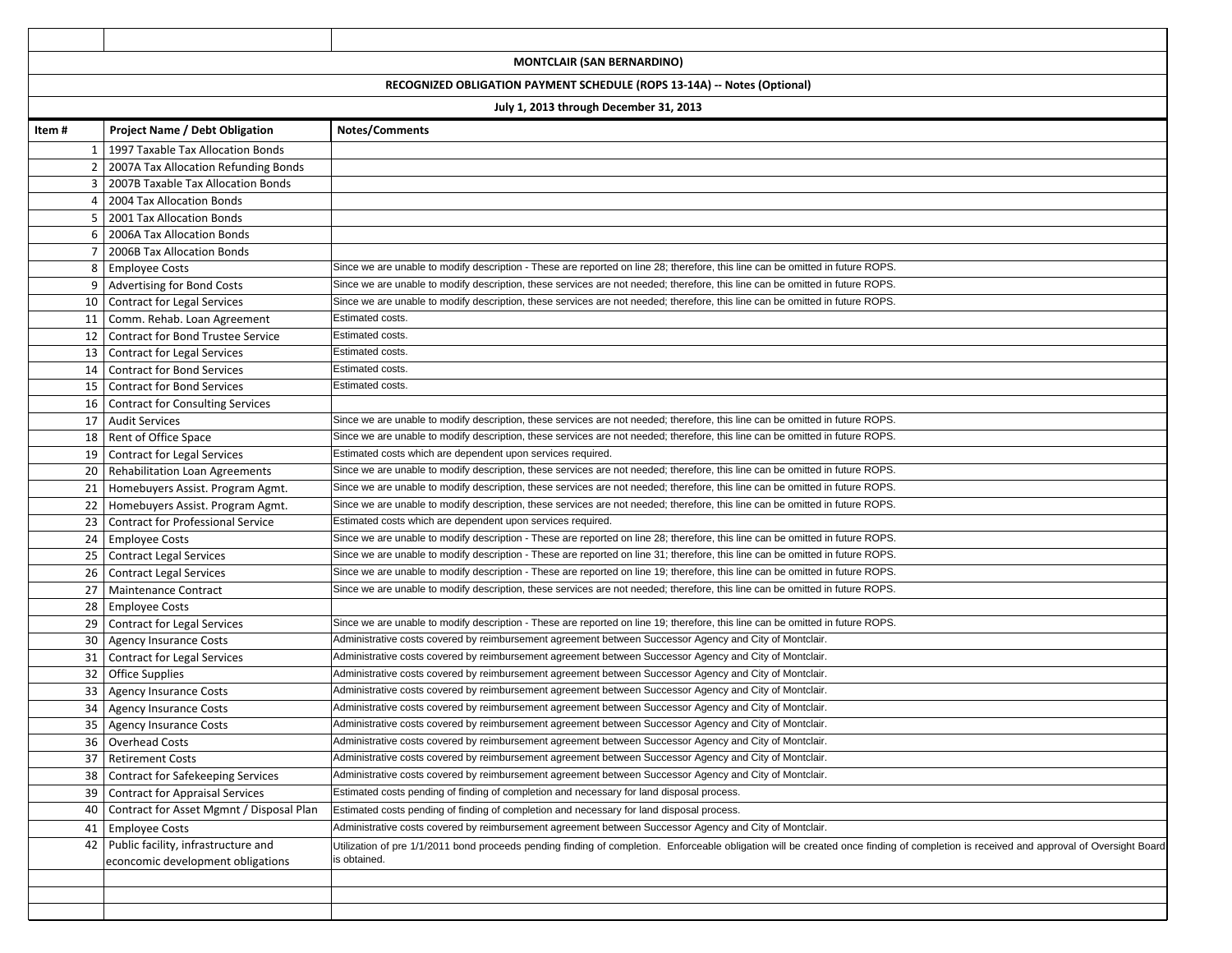**MONTCLAIR (SAN BERNARDINO)**

**RECOGNIZED OBLIGATION PAYMENT SCHEDULE (ROPS 13-14A) -- Notes (Optional)**

**July 1, 2013 through December 31, 2013**

| Item # | Project Name / Debt Obligation | Notes/Comments |
|---|---|---|
| 1 | 1997 Taxable Tax Allocation Bonds | |
| 2 | 2007A Tax Allocation Refunding Bonds | |
| 3 | 2007B Taxable Tax Allocation Bonds | |
| 4 | 2004 Tax Allocation Bonds | |
| 5 | 2001 Tax Allocation Bonds | |
| 6 | 2006A Tax Allocation Bonds | |
| 7 | 2006B Tax Allocation Bonds | |
| 8 | Employee Costs | Since we are unable to modify description - These are reported on line 28; therefore, this line can be omitted in future ROPS. |
| 9 | Advertising for Bond Costs | Since we are unable to modify description, these services are not needed; therefore, this line can be omitted in future ROPS. |
| 10 | Contract for Legal Services | Since we are unable to modify description, these services are not needed; therefore, this line can be omitted in future ROPS. |
| 11 | Comm. Rehab. Loan Agreement | Estimated costs. |
| 12 | Contract for Bond Trustee Service | Estimated costs. |
| 13 | Contract for Legal Services | Estimated costs. |
| 14 | Contract for Bond Services | Estimated costs. |
| 15 | Contract for Bond Services | Estimated costs. |
| 16 | Contract for Consulting Services | |
| 17 | Audit Services | Since we are unable to modify description, these services are not needed; therefore, this line can be omitted in future ROPS. |
| 18 | Rent of Office Space | Since we are unable to modify description, these services are not needed; therefore, this line can be omitted in future ROPS. |
| 19 | Contract for Legal Services | Estimated costs which are dependent upon services required. |
| 20 | Rehabilitation Loan Agreements | Since we are unable to modify description, these services are not needed; therefore, this line can be omitted in future ROPS. |
| 21 | Homebuyers Assist. Program Agmt. | Since we are unable to modify description, these services are not needed; therefore, this line can be omitted in future ROPS. |
| 22 | Homebuyers Assist. Program Agmt. | Since we are unable to modify description, these services are not needed; therefore, this line can be omitted in future ROPS. |
| 23 | Contract for Professional Service | Estimated costs which are dependent upon services required. |
| 24 | Employee Costs | Since we are unable to modify description - These are reported on line 28; therefore, this line can be omitted in future ROPS. |
| 25 | Contract Legal Services | Since we are unable to modify description - These are reported on line 31; therefore, this line can be omitted in future ROPS. |
| 26 | Contract Legal Services | Since we are unable to modify description - These are reported on line 19; therefore, this line can be omitted in future ROPS. |
| 27 | Maintenance Contract | Since we are unable to modify description, these services are not needed; therefore, this line can be omitted in future ROPS. |
| 28 | Employee Costs | |
| 29 | Contract for Legal Services | Since we are unable to modify description - These are reported on line 19; therefore, this line can be omitted in future ROPS. |
| 30 | Agency Insurance Costs | Administrative costs covered by reimbursement agreement between Successor Agency and City of Montclair. |
| 31 | Contract for Legal Services | Administrative costs covered by reimbursement agreement between Successor Agency and City of Montclair. |
| 32 | Office Supplies | Administrative costs covered by reimbursement agreement between Successor Agency and City of Montclair. |
| 33 | Agency Insurance Costs | Administrative costs covered by reimbursement agreement between Successor Agency and City of Montclair. |
| 34 | Agency Insurance Costs | Administrative costs covered by reimbursement agreement between Successor Agency and City of Montclair. |
| 35 | Agency Insurance Costs | Administrative costs covered by reimbursement agreement between Successor Agency and City of Montclair. |
| 36 | Overhead Costs | Administrative costs covered by reimbursement agreement between Successor Agency and City of Montclair. |
| 37 | Retirement Costs | Administrative costs covered by reimbursement agreement between Successor Agency and City of Montclair. |
| 38 | Contract for Safekeeping Services | Administrative costs covered by reimbursement agreement between Successor Agency and City of Montclair. |
| 39 | Contract for Appraisal Services | Estimated costs pending of finding of completion and necessary for land disposal process. |
| 40 | Contract for Asset Mgmnt / Disposal Plan | Estimated costs pending of finding of completion and necessary for land disposal process. |
| 41 | Employee Costs | Administrative costs covered by reimbursement agreement between Successor Agency and City of Montclair. |
| 42 | Public facility, infrastructure and econcomic development obligations | Utilization of pre 1/1/2011 bond proceeds pending finding of completion. Enforceable obligation will be created once finding of completion is received and approval of Oversight Board is obtained. |
| | | |
| | | |
| | | |